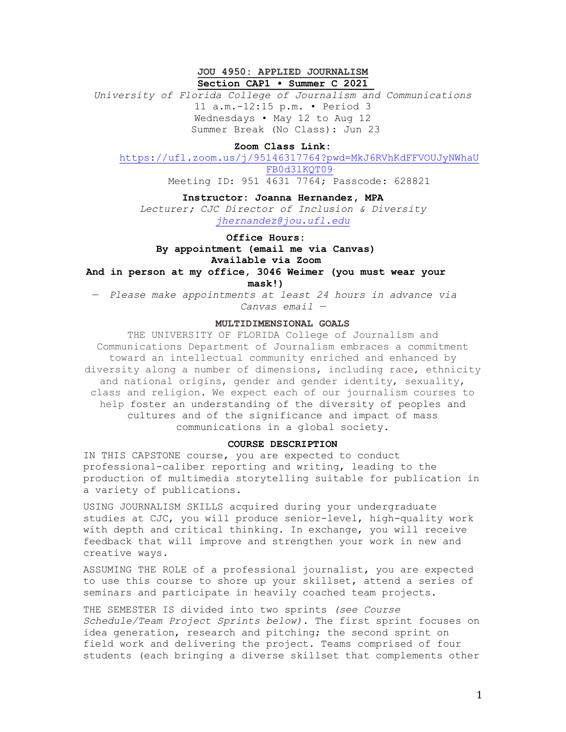**JOU 4950: APPLIED JOURNALISM**
**Section CAP1 • Summer C 2021**

*University of Florida College of Journalism and Communications*
11 a.m.-12:15 p.m. • Period 3
Wednesdays • May 12 to Aug 12
Summer Break (No Class): Jun 23

**Zoom Class Link:**
https://ufl.zoom.us/j/95146317764?pwd=MkJ6RVhKdFFVOUJyNWhaUFB0d3lKQT09
Meeting ID: 951 4631 7764; Passcode: 628821

**Instructor: Joanna Hernandez, MPA**
*Lecturer; CJC Director of Inclusion & Diversity*
*jhernandez@jou.ufl.edu*

**Office Hours:**
**By appointment (email me via Canvas)**
**Available via Zoom**
**And in person at my office, 3046 Weimer (you must wear your mask!)**
— *Please make appointments at least 24 hours in advance via Canvas email* —

**MULTIDIMENSIONAL GOALS**

THE UNIVERSITY OF FLORIDA College of Journalism and Communications Department of Journalism embraces a commitment toward an intellectual community enriched and enhanced by diversity along a number of dimensions, including race, ethnicity and national origins, gender and gender identity, sexuality, class and religion. We expect each of our journalism courses to help foster an understanding of the diversity of peoples and cultures and of the significance and impact of mass communications in a global society.

**COURSE DESCRIPTION**

IN THIS CAPSTONE course, you are expected to conduct professional-caliber reporting and writing, leading to the production of multimedia storytelling suitable for publication in a variety of publications.

USING JOURNALISM SKILLS acquired during your undergraduate studies at CJC, you will produce senior-level, high-quality work with depth and critical thinking. In exchange, you will receive feedback that will improve and strengthen your work in new and creative ways.

ASSUMING THE ROLE of a professional journalist, you are expected to use this course to shore up your skillset, attend a series of seminars and participate in heavily coached team projects.

THE SEMESTER IS divided into two sprints *(see Course Schedule/Team Project Sprints below)*. The first sprint focuses on idea generation, research and pitching; the second sprint on field work and delivering the project. Teams comprised of four students (each bringing a diverse skillset that complements other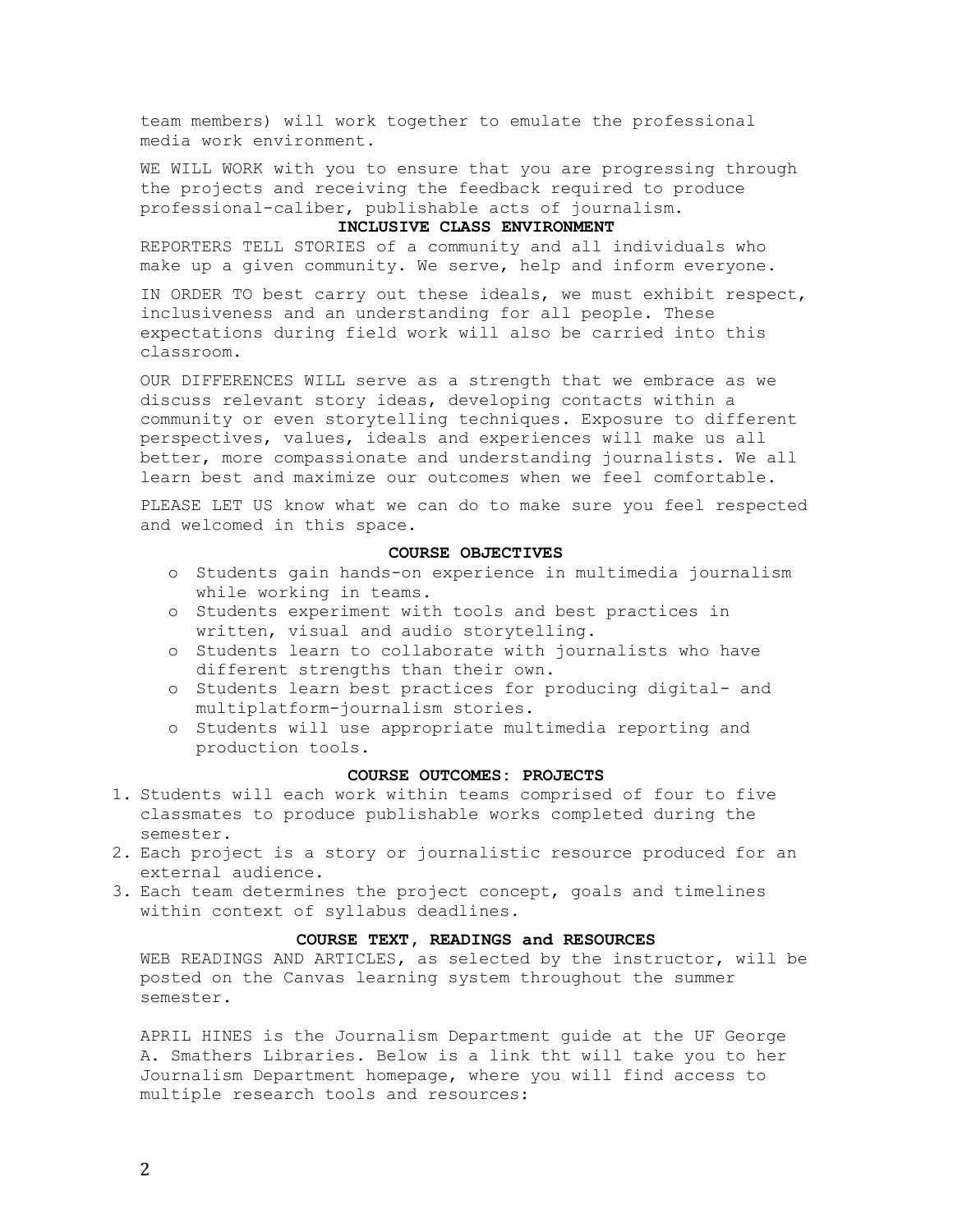team members) will work together to emulate the professional media work environment.

WE WILL WORK with you to ensure that you are progressing through the projects and receiving the feedback required to produce professional-caliber, publishable acts of journalism.

## INCLUSIVE CLASS ENVIRONMENT

REPORTERS TELL STORIES of a community and all individuals who make up a given community. We serve, help and inform everyone.

IN ORDER TO best carry out these ideals, we must exhibit respect, inclusiveness and an understanding for all people. These expectations during field work will also be carried into this classroom.

OUR DIFFERENCES WILL serve as a strength that we embrace as we discuss relevant story ideas, developing contacts within a community or even storytelling techniques. Exposure to different perspectives, values, ideals and experiences will make us all better, more compassionate and understanding journalists. We all learn best and maximize our outcomes when we feel comfortable.

PLEASE LET US know what we can do to make sure you feel respected and welcomed in this space.

## COURSE OBJECTIVES

- Students gain hands-on experience in multimedia journalism while working in teams.
- Students experiment with tools and best practices in written, visual and audio storytelling.
- Students learn to collaborate with journalists who have different strengths than their own.
- Students learn best practices for producing digital- and multiplatform-journalism stories.
- Students will use appropriate multimedia reporting and production tools.

## COURSE OUTCOMES: PROJECTS

1. Students will each work within teams comprised of four to five classmates to produce publishable works completed during the semester.
2. Each project is a story or journalistic resource produced for an external audience.
3. Each team determines the project concept, goals and timelines within context of syllabus deadlines.

## COURSE TEXT, READINGS and RESOURCES

WEB READINGS AND ARTICLES, as selected by the instructor, will be posted on the Canvas learning system throughout the summer semester.

APRIL HINES is the Journalism Department guide at the UF George A. Smathers Libraries. Below is a link tht will take you to her Journalism Department homepage, where you will find access to multiple research tools and resources: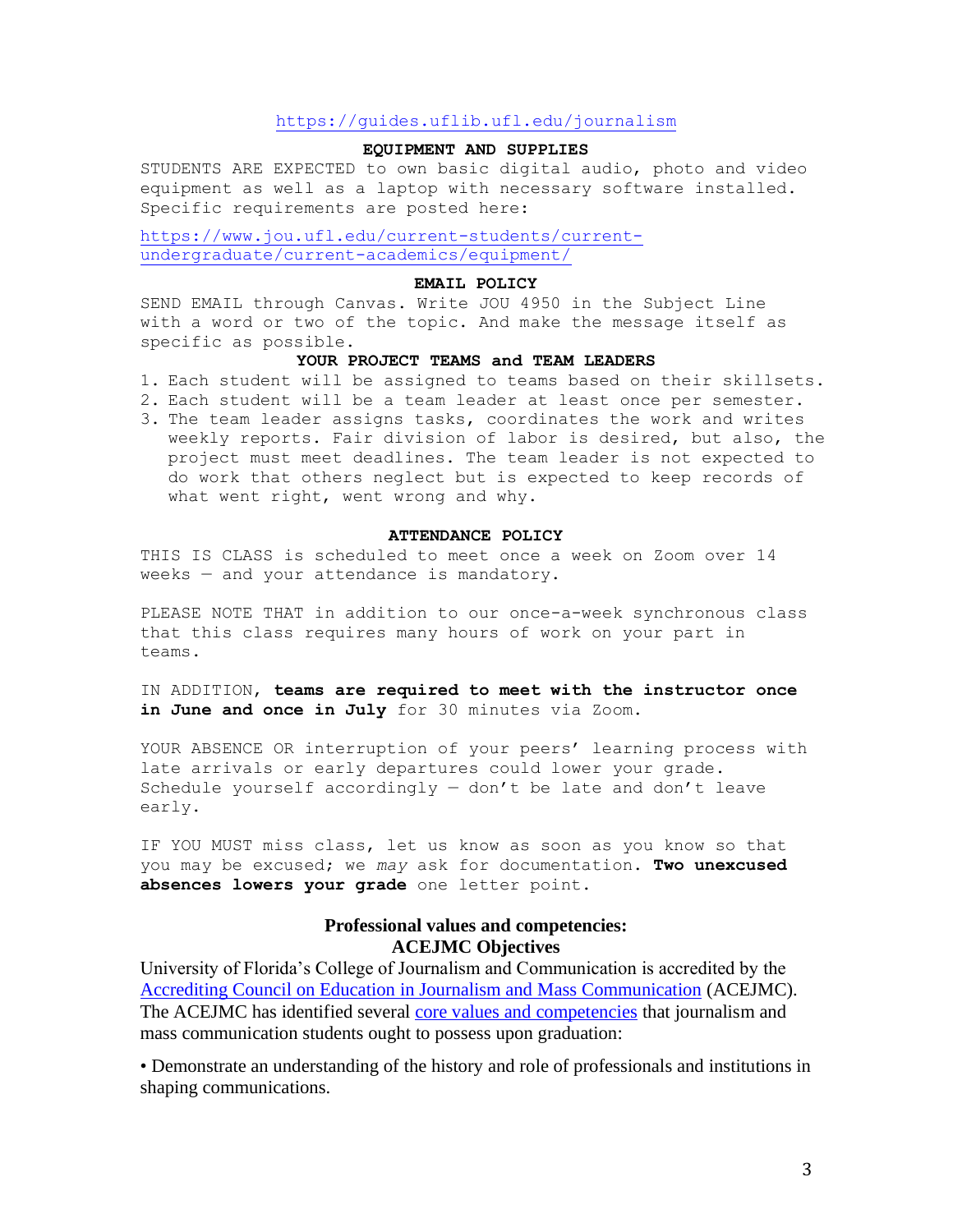https://guides.uflib.ufl.edu/journalism

## EQUIPMENT AND SUPPLIES

STUDENTS ARE EXPECTED to own basic digital audio, photo and video equipment as well as a laptop with necessary software installed. Specific requirements are posted here:

https://www.jou.ufl.edu/current-students/current-undergraduate/current-academics/equipment/

## EMAIL POLICY

SEND EMAIL through Canvas. Write JOU 4950 in the Subject Line with a word or two of the topic. And make the message itself as specific as possible.

## YOUR PROJECT TEAMS and TEAM LEADERS

1. Each student will be assigned to teams based on their skillsets.
2. Each student will be a team leader at least once per semester.
3. The team leader assigns tasks, coordinates the work and writes weekly reports. Fair division of labor is desired, but also, the project must meet deadlines. The team leader is not expected to do work that others neglect but is expected to keep records of what went right, went wrong and why.

## ATTENDANCE POLICY

THIS IS CLASS is scheduled to meet once a week on Zoom over 14 weeks — and your attendance is mandatory.

PLEASE NOTE THAT in addition to our once-a-week synchronous class that this class requires many hours of work on your part in teams.

IN ADDITION, **teams are required to meet with the instructor once in June and once in July** for 30 minutes via Zoom.

YOUR ABSENCE OR interruption of your peers' learning process with late arrivals or early departures could lower your grade. Schedule yourself accordingly — don't be late and don't leave early.

IF YOU MUST miss class, let us know as soon as you know so that you may be excused; we *may* ask for documentation. **Two unexcused absences lowers your grade** one letter point.

## Professional values and competencies: ACEJMC Objectives

University of Florida's College of Journalism and Communication is accredited by the Accrediting Council on Education in Journalism and Mass Communication (ACEJMC). The ACEJMC has identified several core values and competencies that journalism and mass communication students ought to possess upon graduation:

- Demonstrate an understanding of the history and role of professionals and institutions in shaping communications.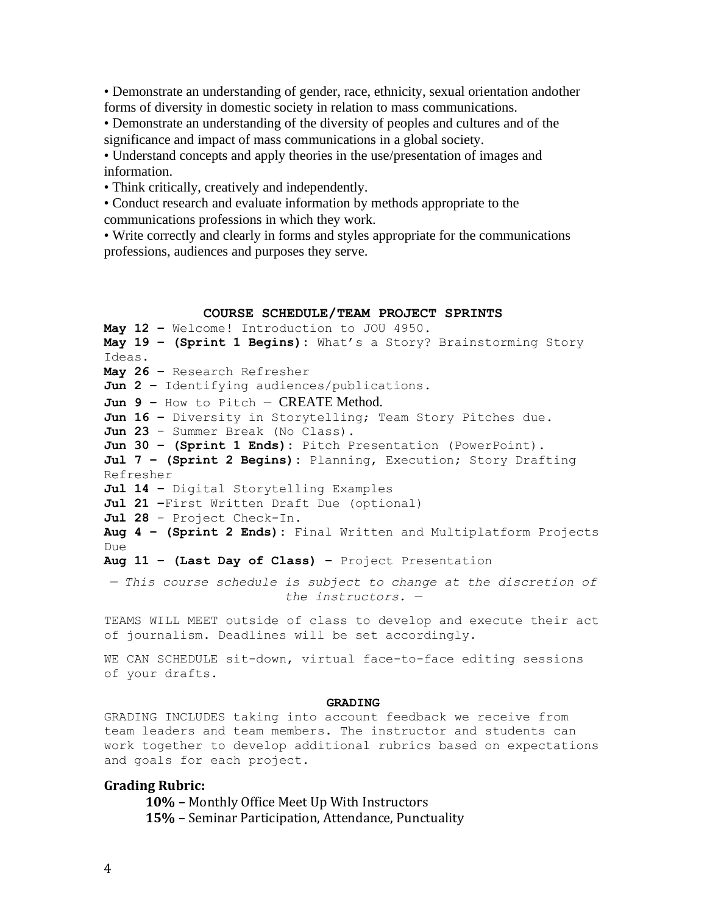• Demonstrate an understanding of gender, race, ethnicity, sexual orientation andother forms of diversity in domestic society in relation to mass communications.
• Demonstrate an understanding of the diversity of peoples and cultures and of the significance and impact of mass communications in a global society.
• Understand concepts and apply theories in the use/presentation of images and information.
• Think critically, creatively and independently.
• Conduct research and evaluate information by methods appropriate to the communications professions in which they work.
• Write correctly and clearly in forms and styles appropriate for the communications professions, audiences and purposes they serve.

## COURSE SCHEDULE/TEAM PROJECT SPRINTS

**May 12 –** Welcome! Introduction to JOU 4950.
**May 19 – (Sprint 1 Begins):** What's a Story? Brainstorming Story Ideas.
**May 26 –** Research Refresher
**Jun 2 –** Identifying audiences/publications.
**Jun 9 –** How to Pitch — CREATE Method.
**Jun 16 –** Diversity in Storytelling; Team Story Pitches due.
**Jun 23** – Summer Break (No Class).
**Jun 30 – (Sprint 1 Ends):** Pitch Presentation (PowerPoint).
**Jul 7 – (Sprint 2 Begins):** Planning, Execution; Story Drafting Refresher
**Jul 14 –** Digital Storytelling Examples
**Jul 21 –**First Written Draft Due (optional)
**Jul 28** – Project Check-In.
**Aug 4 – (Sprint 2 Ends):** Final Written and Multiplatform Projects Due
**Aug 11 – (Last Day of Class) –** Project Presentation

*— This course schedule is subject to change at the discretion of the instructors. —*

TEAMS WILL MEET outside of class to develop and execute their act of journalism. Deadlines will be set accordingly.

WE CAN SCHEDULE sit-down, virtual face-to-face editing sessions of your drafts.

## GRADING

GRADING INCLUDES taking into account feedback we receive from team leaders and team members. The instructor and students can work together to develop additional rubrics based on expectations and goals for each project.

### Grading Rubric:

**10% –** Monthly Office Meet Up With Instructors
**15% –** Seminar Participation, Attendance, Punctuality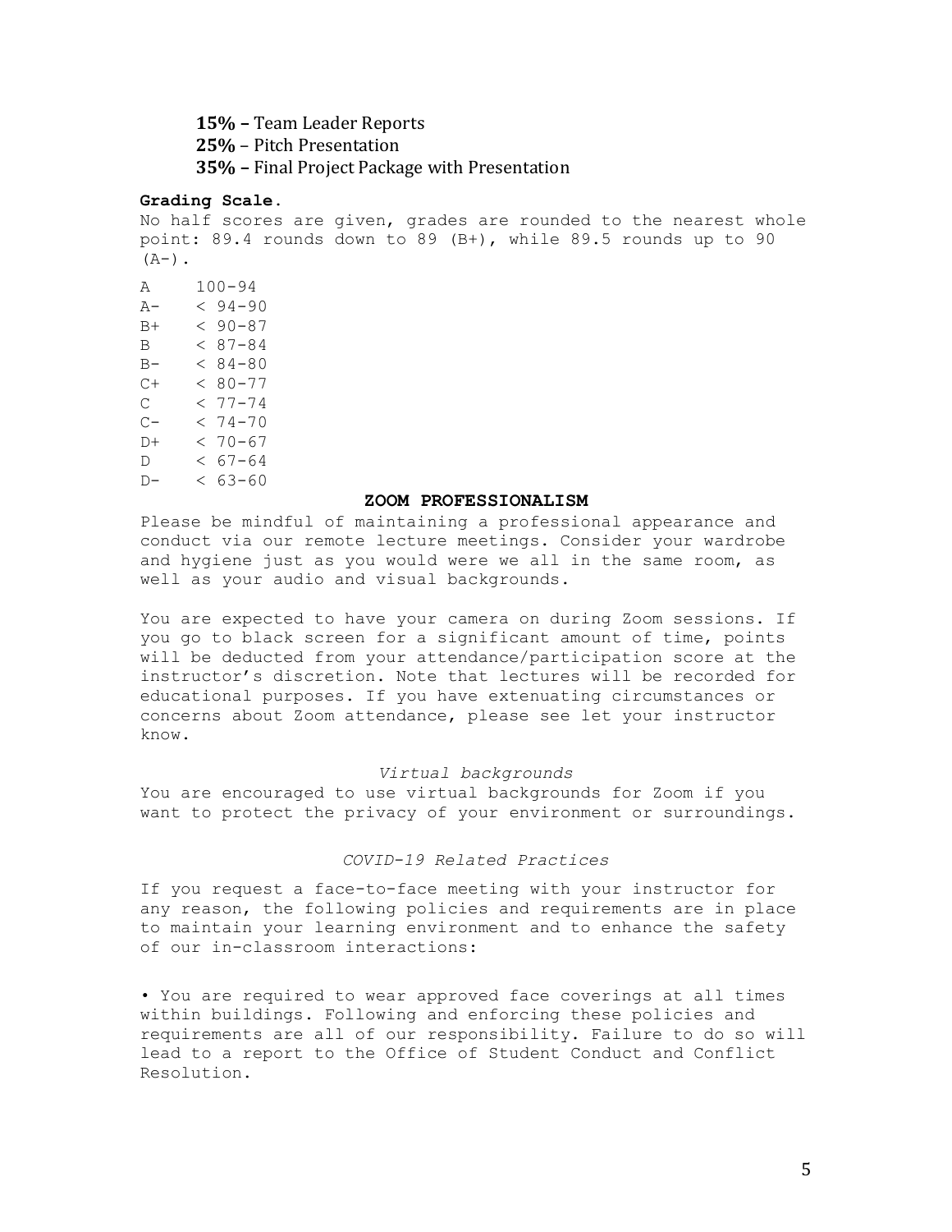**15% –** Team Leader Reports
**25%** – Pitch Presentation
**35% –** Final Project Package with Presentation

**Grading Scale.**
No half scores are given, grades are rounded to the nearest whole point: 89.4 rounds down to 89 (B+), while 89.5 rounds up to 90 (A-).

| | |
|---|---|
| A | 100-94 |
| A- | < 94-90 |
| B+ | < 90-87 |
| B | < 87-84 |
| B- | < 84-80 |
| C+ | < 80-77 |
| C | < 77-74 |
| C- | < 74-70 |
| D+ | < 70-67 |
| D | < 67-64 |
| D- | < 63-60 |

## ZOOM PROFESSIONALISM

Please be mindful of maintaining a professional appearance and conduct via our remote lecture meetings. Consider your wardrobe and hygiene just as you would were we all in the same room, as well as your audio and visual backgrounds.

You are expected to have your camera on during Zoom sessions. If you go to black screen for a significant amount of time, points will be deducted from your attendance/participation score at the instructor's discretion. Note that lectures will be recorded for educational purposes. If you have extenuating circumstances or concerns about Zoom attendance, please see let your instructor know.

*Virtual backgrounds*

You are encouraged to use virtual backgrounds for Zoom if you want to protect the privacy of your environment or surroundings.

*COVID-19 Related Practices*

If you request a face-to-face meeting with your instructor for any reason, the following policies and requirements are in place to maintain your learning environment and to enhance the safety of our in-classroom interactions:

• You are required to wear approved face coverings at all times within buildings. Following and enforcing these policies and requirements are all of our responsibility. Failure to do so will lead to a report to the Office of Student Conduct and Conflict Resolution.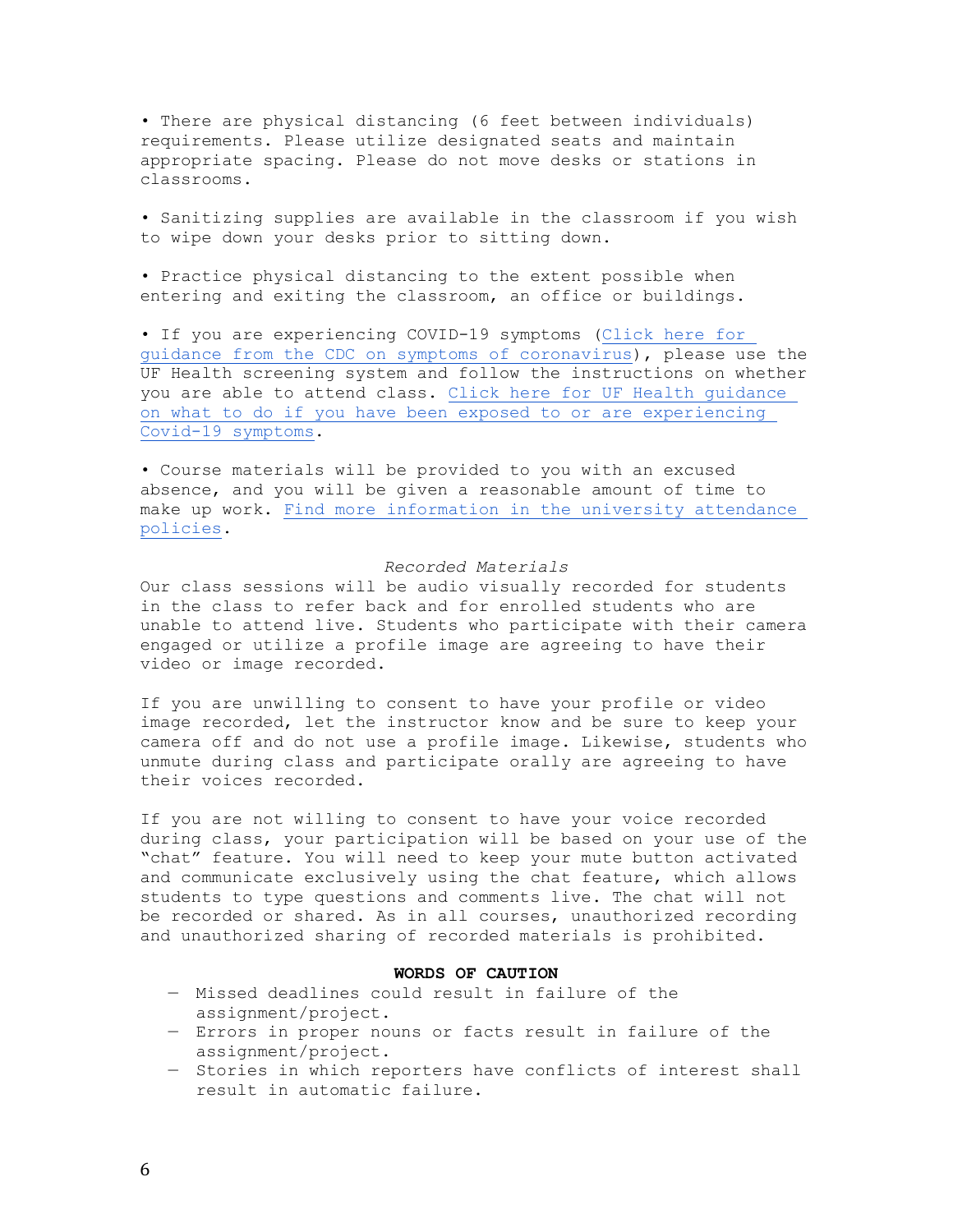- There are physical distancing (6 feet between individuals) requirements. Please utilize designated seats and maintain appropriate spacing. Please do not move desks or stations in classrooms.

- Sanitizing supplies are available in the classroom if you wish to wipe down your desks prior to sitting down.

- Practice physical distancing to the extent possible when entering and exiting the classroom, an office or buildings.

- If you are experiencing COVID-19 symptoms (Click here for guidance from the CDC on symptoms of coronavirus), please use the UF Health screening system and follow the instructions on whether you are able to attend class. Click here for UF Health guidance on what to do if you have been exposed to or are experiencing Covid-19 symptoms.

- Course materials will be provided to you with an excused absence, and you will be given a reasonable amount of time to make up work. Find more information in the university attendance policies.

*Recorded Materials*

Our class sessions will be audio visually recorded for students in the class to refer back and for enrolled students who are unable to attend live. Students who participate with their camera engaged or utilize a profile image are agreeing to have their video or image recorded.

If you are unwilling to consent to have your profile or video image recorded, let the instructor know and be sure to keep your camera off and do not use a profile image. Likewise, students who unmute during class and participate orally are agreeing to have their voices recorded.

If you are not willing to consent to have your voice recorded during class, your participation will be based on your use of the "chat" feature. You will need to keep your mute button activated and communicate exclusively using the chat feature, which allows students to type questions and comments live. The chat will not be recorded or shared. As in all courses, unauthorized recording and unauthorized sharing of recorded materials is prohibited.

**WORDS OF CAUTION**

- Missed deadlines could result in failure of the assignment/project.
- Errors in proper nouns or facts result in failure of the assignment/project.
- Stories in which reporters have conflicts of interest shall result in automatic failure.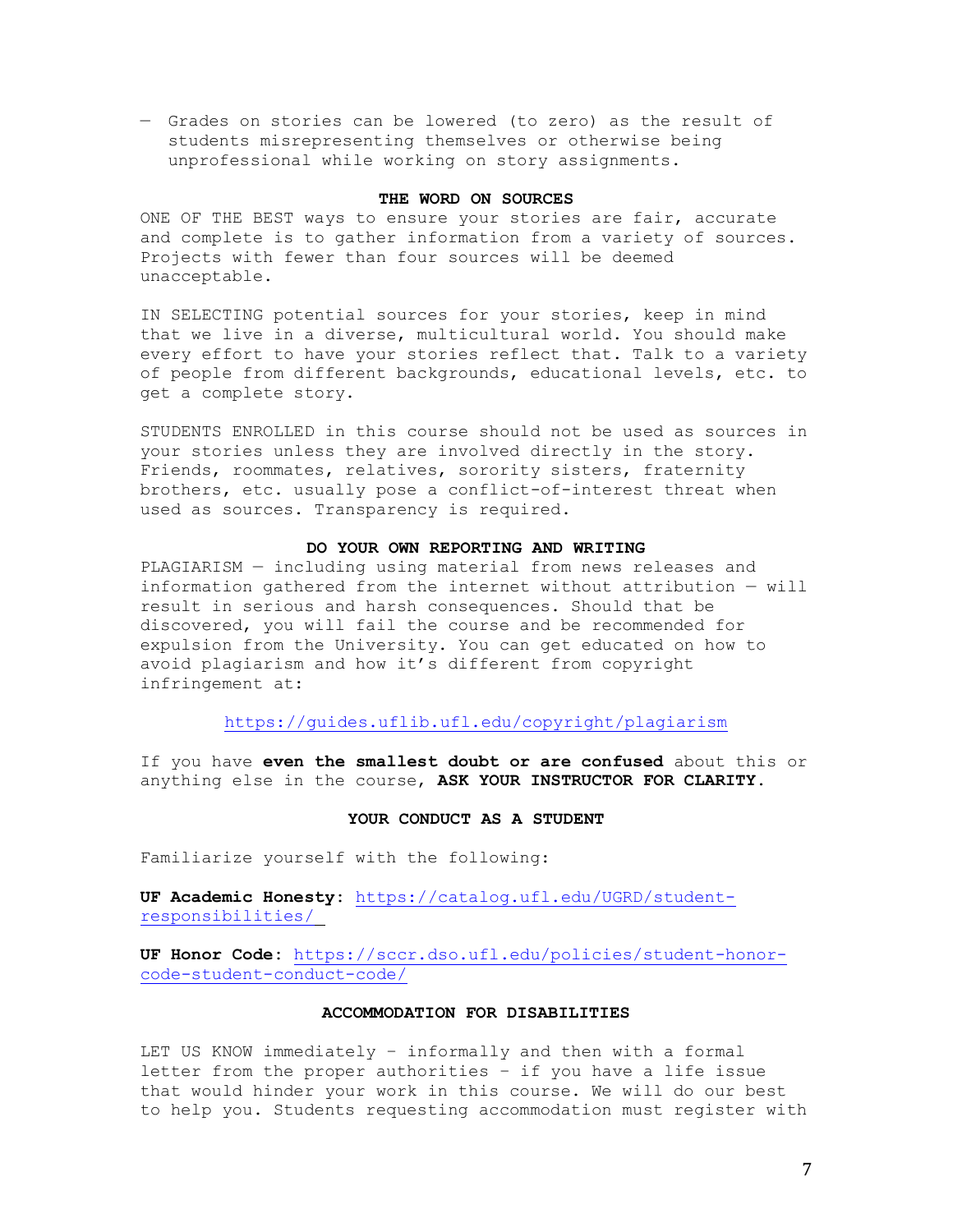— Grades on stories can be lowered (to zero) as the result of students misrepresenting themselves or otherwise being unprofessional while working on story assignments.

### THE WORD ON SOURCES

ONE OF THE BEST ways to ensure your stories are fair, accurate and complete is to gather information from a variety of sources. Projects with fewer than four sources will be deemed unacceptable.

IN SELECTING potential sources for your stories, keep in mind that we live in a diverse, multicultural world. You should make every effort to have your stories reflect that. Talk to a variety of people from different backgrounds, educational levels, etc. to get a complete story.

STUDENTS ENROLLED in this course should not be used as sources in your stories unless they are involved directly in the story. Friends, roommates, relatives, sorority sisters, fraternity brothers, etc. usually pose a conflict-of-interest threat when used as sources. Transparency is required.

### DO YOUR OWN REPORTING AND WRITING

PLAGIARISM — including using material from news releases and information gathered from the internet without attribution — will result in serious and harsh consequences. Should that be discovered, you will fail the course and be recommended for expulsion from the University. You can get educated on how to avoid plagiarism and how it's different from copyright infringement at:

https://guides.uflib.ufl.edu/copyright/plagiarism

If you have **even the smallest doubt or are confused** about this or anything else in the course, **ASK YOUR INSTRUCTOR FOR CLARITY.**

### YOUR CONDUCT AS A STUDENT

Familiarize yourself with the following:

**UF Academic Honesty:** https://catalog.ufl.edu/UGRD/student-responsibilities/

**UF Honor Code:** https://sccr.dso.ufl.edu/policies/student-honor-code-student-conduct-code/

### ACCOMMODATION FOR DISABILITIES

LET US KNOW immediately – informally and then with a formal letter from the proper authorities – if you have a life issue that would hinder your work in this course. We will do our best to help you. Students requesting accommodation must register with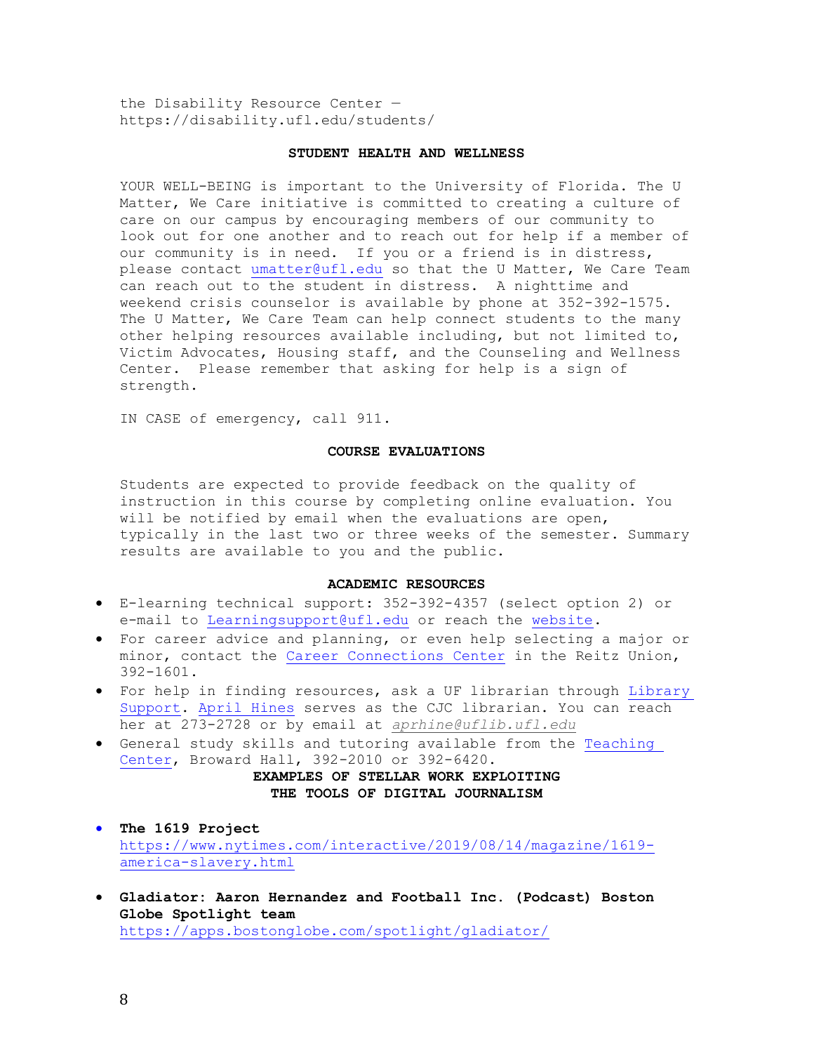the Disability Resource Center — https://disability.ufl.edu/students/

## STUDENT HEALTH AND WELLNESS

YOUR WELL-BEING is important to the University of Florida. The U Matter, We Care initiative is committed to creating a culture of care on our campus by encouraging members of our community to look out for one another and to reach out for help if a member of our community is in need. If you or a friend is in distress, please contact umatter@ufl.edu so that the U Matter, We Care Team can reach out to the student in distress. A nighttime and weekend crisis counselor is available by phone at 352-392-1575. The U Matter, We Care Team can help connect students to the many other helping resources available including, but not limited to, Victim Advocates, Housing staff, and the Counseling and Wellness Center. Please remember that asking for help is a sign of strength.

IN CASE of emergency, call 911.

## COURSE EVALUATIONS

Students are expected to provide feedback on the quality of instruction in this course by completing online evaluation. You will be notified by email when the evaluations are open, typically in the last two or three weeks of the semester. Summary results are available to you and the public.

## ACADEMIC RESOURCES

- E-learning technical support: 352-392-4357 (select option 2) or e-mail to Learningsupport@ufl.edu or reach the website.
- For career advice and planning, or even help selecting a major or minor, contact the Career Connections Center in the Reitz Union, 392-1601.
- For help in finding resources, ask a UF librarian through Library Support. April Hines serves as the CJC librarian. You can reach her at 273-2728 or by email at *aprhine@uflib.ufl.edu*
- General study skills and tutoring available from the Teaching Center, Broward Hall, 392-2010 or 392-6420.

## EXAMPLES OF STELLAR WORK EXPLOITING THE TOOLS OF DIGITAL JOURNALISM

- **The 1619 Project**
  https://www.nytimes.com/interactive/2019/08/14/magazine/1619-america-slavery.html
- **Gladiator: Aaron Hernandez and Football Inc. (Podcast) Boston Globe Spotlight team**
  https://apps.bostonglobe.com/spotlight/gladiator/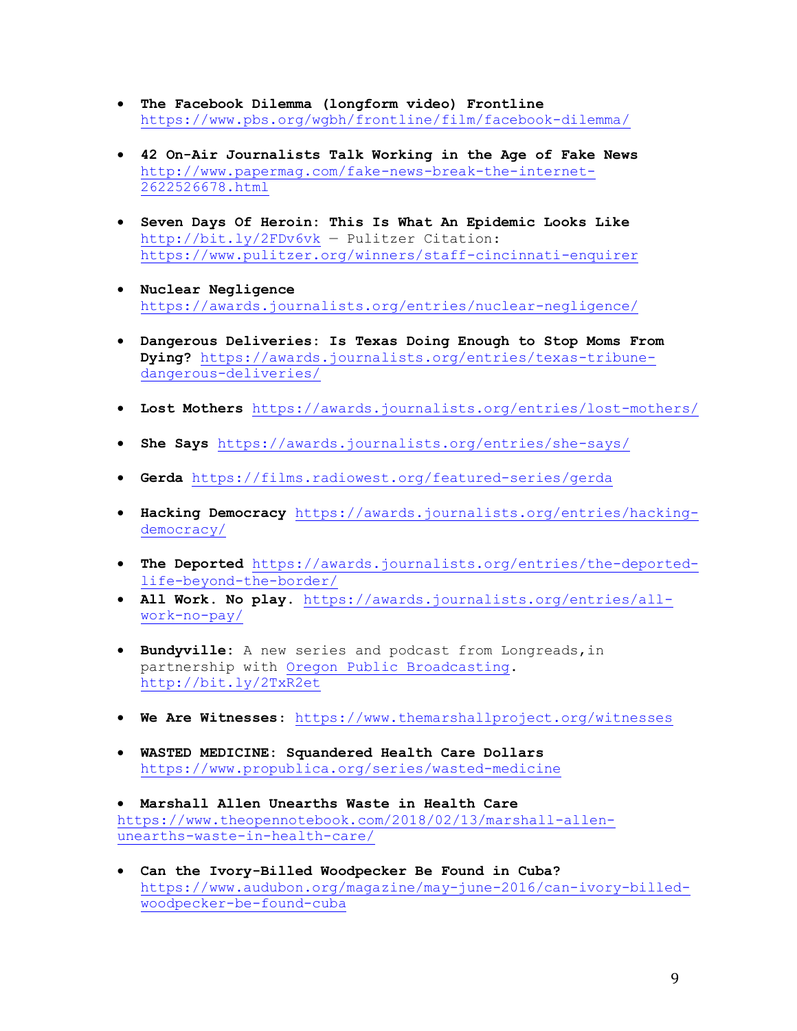- **The Facebook Dilemma (longform video) Frontline** https://www.pbs.org/wgbh/frontline/film/facebook-dilemma/

- **42 On-Air Journalists Talk Working in the Age of Fake News** http://www.papermag.com/fake-news-break-the-internet-2622526678.html

- **Seven Days Of Heroin: This Is What An Epidemic Looks Like** http://bit.ly/2FDv6vk — Pulitzer Citation: https://www.pulitzer.org/winners/staff-cincinnati-enquirer

- **Nuclear Negligence** https://awards.journalists.org/entries/nuclear-negligence/

- **Dangerous Deliveries: Is Texas Doing Enough to Stop Moms From Dying?** https://awards.journalists.org/entries/texas-tribune-dangerous-deliveries/

- **Lost Mothers** https://awards.journalists.org/entries/lost-mothers/

- **She Says** https://awards.journalists.org/entries/she-says/

- **Gerda** https://films.radiowest.org/featured-series/gerda

- **Hacking Democracy** https://awards.journalists.org/entries/hacking-democracy/

- **The Deported** https://awards.journalists.org/entries/the-deported-life-beyond-the-border/
- **All Work. No play.** https://awards.journalists.org/entries/all-work-no-pay/

- **Bundyville:** A new series and podcast from Longreads,in partnership with Oregon Public Broadcasting. http://bit.ly/2TxR2et

- **We Are Witnesses:** https://www.themarshallproject.org/witnesses

- **WASTED MEDICINE: Squandered Health Care Dollars** https://www.propublica.org/series/wasted-medicine

- **Marshall Allen Unearths Waste in Health Care** https://www.theopennotebook.com/2018/02/13/marshall-allen-unearths-waste-in-health-care/

- **Can the Ivory-Billed Woodpecker Be Found in Cuba?** https://www.audubon.org/magazine/may-june-2016/can-ivory-billed-woodpecker-be-found-cuba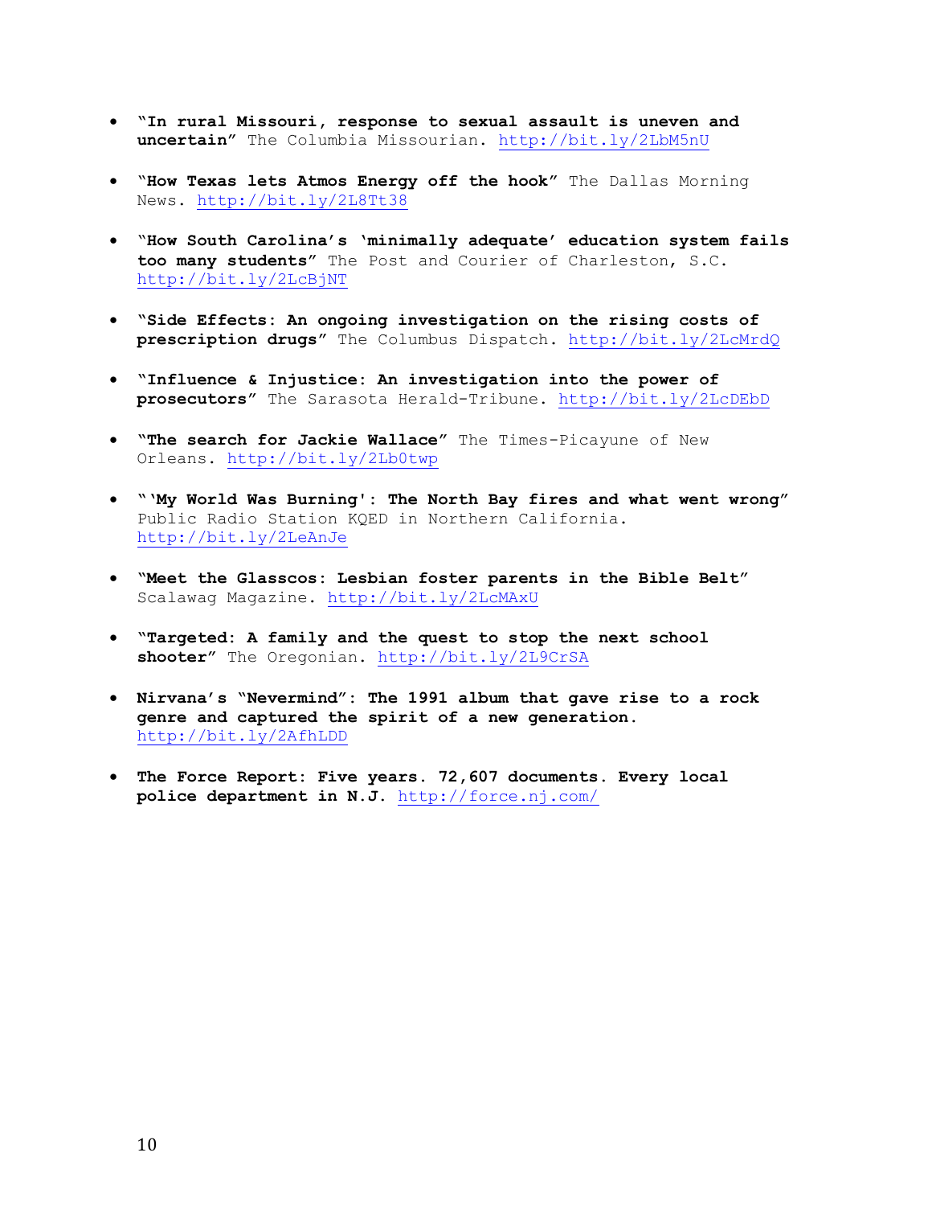- **"In rural Missouri, response to sexual assault is uneven and uncertain"** The Columbia Missourian. http://bit.ly/2LbM5nU

- **"How Texas lets Atmos Energy off the hook"** The Dallas Morning News. http://bit.ly/2L8Tt38

- **"How South Carolina's 'minimally adequate' education system fails too many students"** The Post and Courier of Charleston, S.C. http://bit.ly/2LcBjNT

- **"Side Effects: An ongoing investigation on the rising costs of prescription drugs"** The Columbus Dispatch. http://bit.ly/2LcMrdQ

- **"Influence & Injustice: An investigation into the power of prosecutors"** The Sarasota Herald-Tribune. http://bit.ly/2LcDEbD

- **"The search for Jackie Wallace"** The Times-Picayune of New Orleans. http://bit.ly/2Lb0twp

- **"'My World Was Burning': The North Bay fires and what went wrong"** Public Radio Station KQED in Northern California. http://bit.ly/2LeAnJe

- **"Meet the Glasscos: Lesbian foster parents in the Bible Belt"** Scalawag Magazine. http://bit.ly/2LcMAxU

- **"Targeted: A family and the quest to stop the next school shooter"** The Oregonian. http://bit.ly/2L9CrSA

- **Nirvana's "Nevermind": The 1991 album that gave rise to a rock genre and captured the spirit of a new generation.** http://bit.ly/2AfhLDD

- **The Force Report: Five years. 72,607 documents. Every local police department in N.J.** http://force.nj.com/